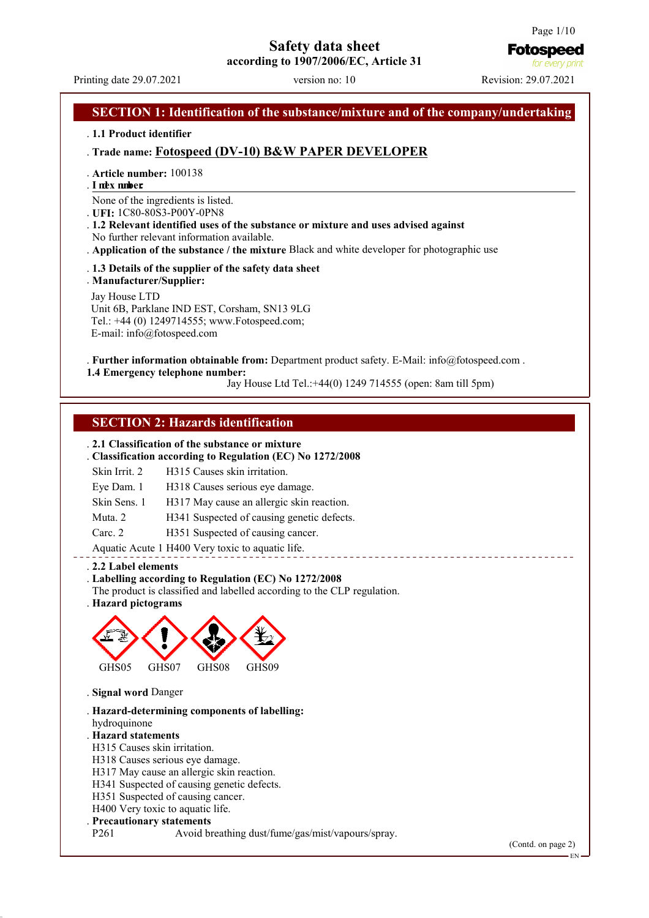# Safety data sheet

**according to 1907/2006/EC, Article 31**

Printing date 29.07.2021 version no: 10 Revision: 29.07.2021

## SECTION 1: Identification of the substance/mixture and of the company/undertaking

- **1.1 Product identifier**
- **Trade name: Fotospeed (DV-10) B&W PAPER DEVELOPER**
- **Article number:** 100138
- **Index number:**

None of the ingredients is listed.

- **UFI:** 1C80-80S3-P00Y-0PN8
- **1.2 Relevant identified uses of the substance or mixture and uses advised against**

No further relevant information available.

- **Application of the substance / the mixture** Black and white developer for photographic use
- **1.3 Details of the supplier of the safety data sheet**
- **Manufacturer/Supplier:**

Jay House LTD
Unit 6B, Parklane IND EST, Corsham, SN13 9LG
Tel.: +44 (0) 1249714555; www.Fotospeed.com;
E-mail: info@fotospeed.com

- **Further information obtainable from:** Department product safety. E-Mail: info@fotospeed.com .

**1.4 Emergency telephone number:**
Jay House Ltd Tel.:+44(0) 1249 714555 (open: 8am till 5pm)

## SECTION 2: Hazards identification

- **2.1 Classification of the substance or mixture**
- **Classification according to Regulation (EC) No 1272/2008**

| | |
|---|---|
| Skin Irrit. 2 | H315 Causes skin irritation. |
| Eye Dam. 1 | H318 Causes serious eye damage. |
| Skin Sens. 1 | H317 May cause an allergic skin reaction. |
| Muta. 2 | H341 Suspected of causing genetic defects. |
| Carc. 2 | H351 Suspected of causing cancer. |
| Aquatic Acute 1 | H400 Very toxic to aquatic life. |

- **2.2 Label elements**
- **Labelling according to Regulation (EC) No 1272/2008**

The product is classified and labelled according to the CLP regulation.

- **Hazard pictograms**

GHS05 GHS07 GHS08 GHS09

- **Signal word** Danger
- **Hazard-determining components of labelling:**

hydroquinone

- **Hazard statements**

H315 Causes skin irritation.
H318 Causes serious eye damage.
H317 May cause an allergic skin reaction.
H341 Suspected of causing genetic defects.
H351 Suspected of causing cancer.
H400 Very toxic to aquatic life.

- **Precautionary statements**

P261 Avoid breathing dust/fume/gas/mist/vapours/spray.

(Contd. on page 2)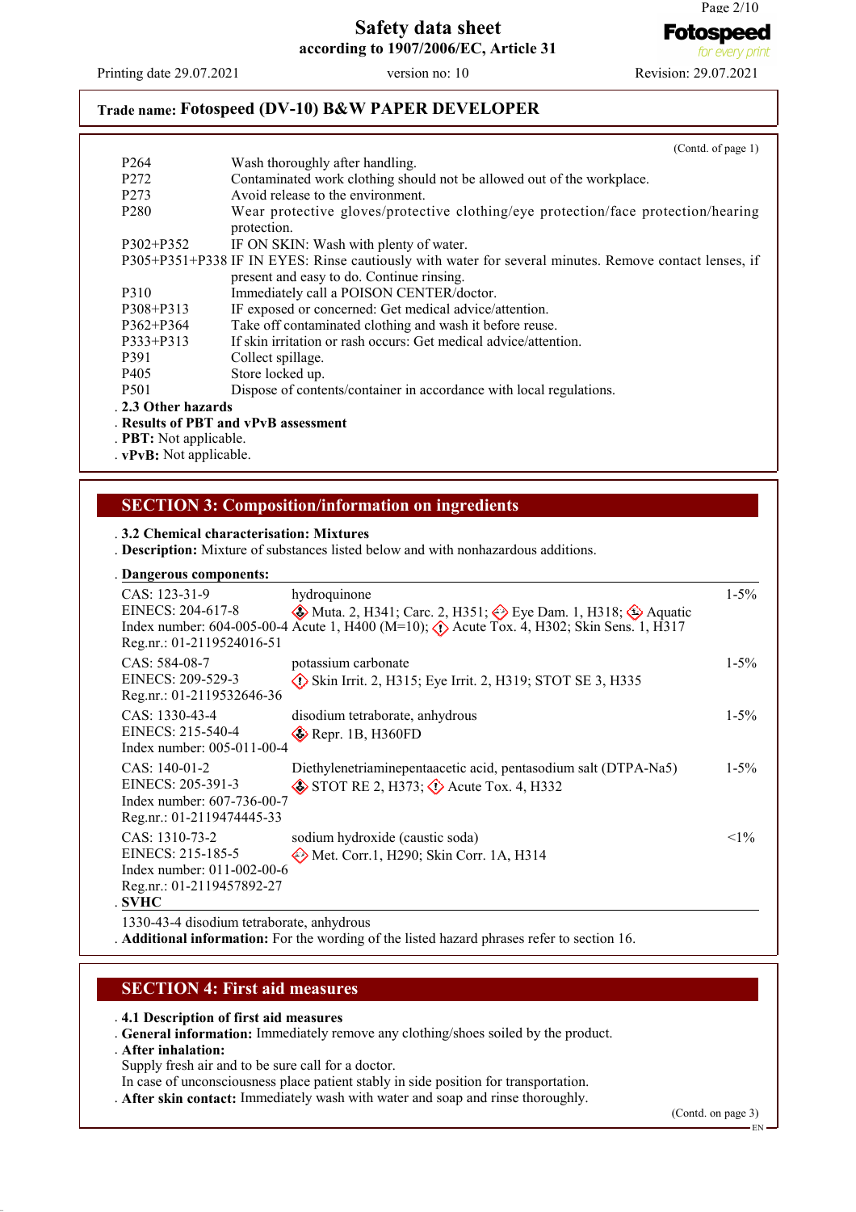**Trade name: Fotospeed (DV-10) B&W PAPER DEVELOPER**

(Contd. of page 1)

| | |
|---|---|
| P264 | Wash thoroughly after handling. |
| P272 | Contaminated work clothing should not be allowed out of the workplace. |
| P273 | Avoid release to the environment. |
| P280 | Wear protective gloves/protective clothing/eye protection/face protection/hearing protection. |
| P302+P352 | IF ON SKIN: Wash with plenty of water. |
| P305+P351+P338 | IF IN EYES: Rinse cautiously with water for several minutes. Remove contact lenses, if present and easy to do. Continue rinsing. |
| P310 | Immediately call a POISON CENTER/doctor. |
| P308+P313 | IF exposed or concerned: Get medical advice/attention. |
| P362+P364 | Take off contaminated clothing and wash it before reuse. |
| P333+P313 | If skin irritation or rash occurs: Get medical advice/attention. |
| P391 | Collect spillage. |
| P405 | Store locked up. |
| P501 | Dispose of contents/container in accordance with local regulations. |

- **2.3 Other hazards**
- **Results of PBT and vPvB assessment**
- **PBT:** Not applicable.
- **vPvB:** Not applicable.

## SECTION 3: Composition/information on ingredients

- **3.2 Chemical characterisation: Mixtures**
- **Description:** Mixture of substances listed below and with nonhazardous additions.

- **Dangerous components:**

| Identifiers | Substance / Classification | Conc. |
|---|---|---|
| CAS: 123-31-9<br>EINECS: 204-617-8<br>Index number: 604-005-00-4<br>Reg.nr.: 01-2119524016-51 | hydroquinone<br>Muta. 2, H341; Carc. 2, H351; Eye Dam. 1, H318; Aquatic Acute 1, H400 (M=10); Acute Tox. 4, H302; Skin Sens. 1, H317 | 1-5% |
| CAS: 584-08-7<br>EINECS: 209-529-3<br>Reg.nr.: 01-2119532646-36 | potassium carbonate<br>Skin Irrit. 2, H315; Eye Irrit. 2, H319; STOT SE 3, H335 | 1-5% |
| CAS: 1330-43-4<br>EINECS: 215-540-4<br>Index number: 005-011-00-4 | disodium tetraborate, anhydrous<br>Repr. 1B, H360FD | 1-5% |
| CAS: 140-01-2<br>EINECS: 205-391-3<br>Index number: 607-736-00-7<br>Reg.nr.: 01-2119474445-33 | Diethylenetriaminepentaacetic acid, pentasodium salt (DTPA-Na5)<br>STOT RE 2, H373; Acute Tox. 4, H332 | 1-5% |
| CAS: 1310-73-2<br>EINECS: 215-185-5<br>Index number: 011-002-00-6<br>Reg.nr.: 01-2119457892-27 | sodium hydroxide (caustic soda)<br>Met. Corr.1, H290; Skin Corr. 1A, H314 | <1% |

- **SVHC**

1330-43-4 disodium tetraborate, anhydrous

- **Additional information:** For the wording of the listed hazard phrases refer to section 16.

## SECTION 4: First aid measures

- **4.1 Description of first aid measures**
- **General information:** Immediately remove any clothing/shoes soiled by the product.
- **After inhalation:**

Supply fresh air and to be sure call for a doctor.
In case of unconsciousness place patient stably in side position for transportation.

- **After skin contact:** Immediately wash with water and soap and rinse thoroughly.

(Contd. on page 3)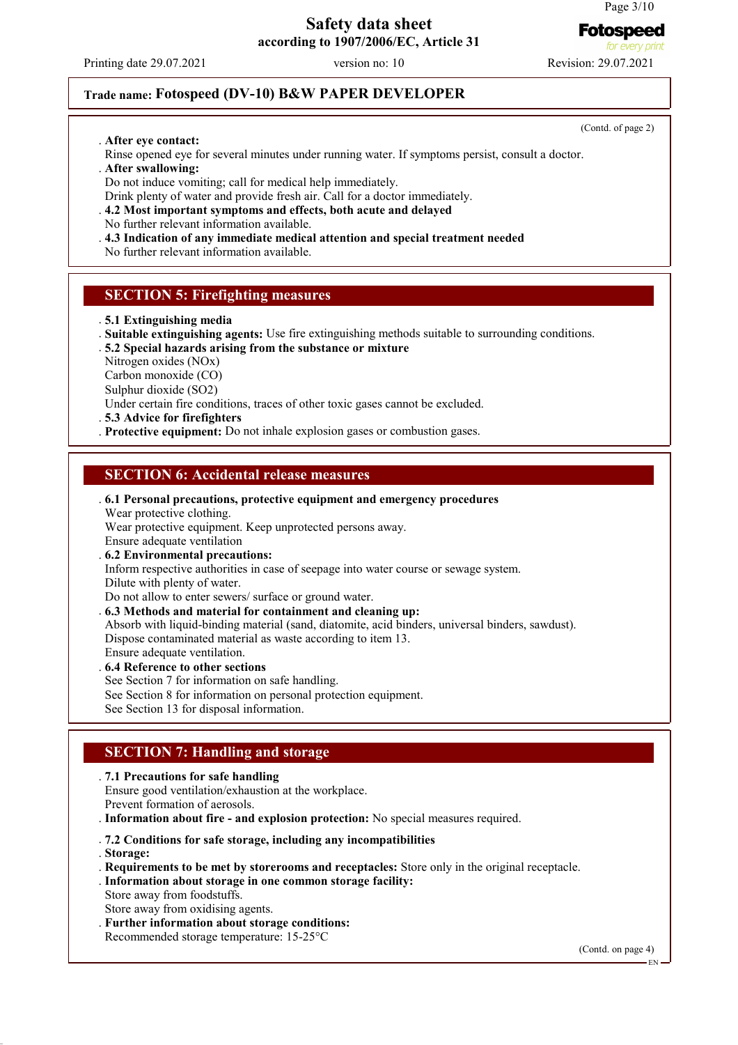**Trade name: Fotospeed (DV-10) B&W PAPER DEVELOPER**

(Contd. of page 2)

. **After eye contact:**
Rinse opened eye for several minutes under running water. If symptoms persist, consult a doctor.
. **After swallowing:**
Do not induce vomiting; call for medical help immediately.
Drink plenty of water and provide fresh air. Call for a doctor immediately.
. **4.2 Most important symptoms and effects, both acute and delayed**
No further relevant information available.
. **4.3 Indication of any immediate medical attention and special treatment needed**
No further relevant information available.

## SECTION 5: Firefighting measures

. **5.1 Extinguishing media**
. **Suitable extinguishing agents:** Use fire extinguishing methods suitable to surrounding conditions.
. **5.2 Special hazards arising from the substance or mixture**
Nitrogen oxides (NOx)
Carbon monoxide (CO)
Sulphur dioxide ($SO_2$)
Under certain fire conditions, traces of other toxic gases cannot be excluded.
. **5.3 Advice for firefighters**
. **Protective equipment:** Do not inhale explosion gases or combustion gases.

## SECTION 6: Accidental release measures

. **6.1 Personal precautions, protective equipment and emergency procedures**
Wear protective clothing.
Wear protective equipment. Keep unprotected persons away.
Ensure adequate ventilation
. **6.2 Environmental precautions:**
Inform respective authorities in case of seepage into water course or sewage system.
Dilute with plenty of water.
Do not allow to enter sewers/ surface or ground water.
. **6.3 Methods and material for containment and cleaning up:**
Absorb with liquid-binding material (sand, diatomite, acid binders, universal binders, sawdust).
Dispose contaminated material as waste according to item 13.
Ensure adequate ventilation.
. **6.4 Reference to other sections**
See Section 7 for information on safe handling.
See Section 8 for information on personal protection equipment.
See Section 13 for disposal information.

## SECTION 7: Handling and storage

. **7.1 Precautions for safe handling**
Ensure good ventilation/exhaustion at the workplace.
Prevent formation of aerosols.
. **Information about fire - and explosion protection:** No special measures required.

. **7.2 Conditions for safe storage, including any incompatibilities**
. **Storage:**
. **Requirements to be met by storerooms and receptacles:** Store only in the original receptacle.
. **Information about storage in one common storage facility:**
Store away from foodstuffs.
Store away from oxidising agents.
. **Further information about storage conditions:**
Recommended storage temperature: 15-25°C

(Contd. on page 4)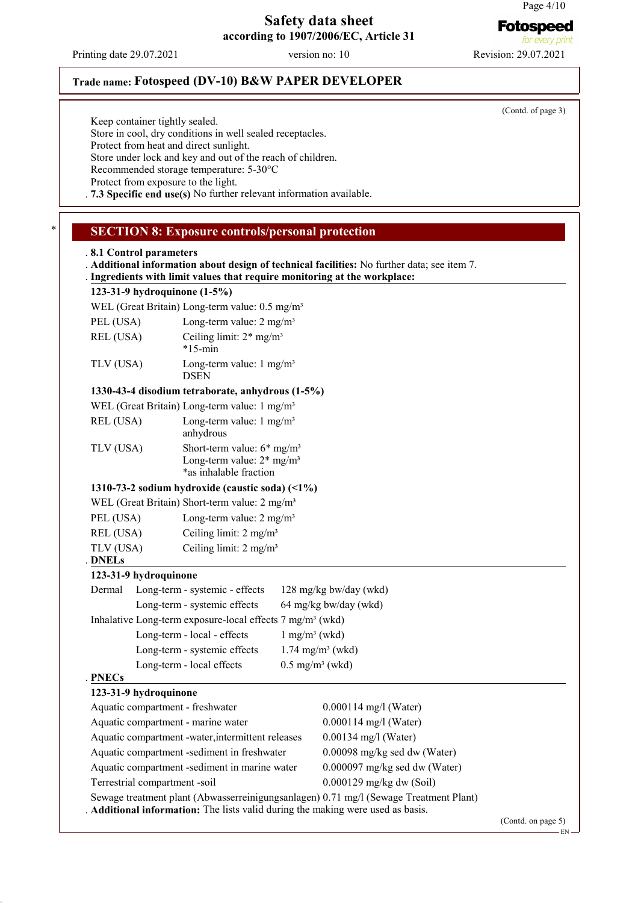**Trade name: Fotospeed (DV-10) B&W PAPER DEVELOPER**

(Contd. of page 3)

Keep container tightly sealed.
Store in cool, dry conditions in well sealed receptacles.
Protect from heat and direct sunlight.
Store under lock and key and out of the reach of children.
Recommended storage temperature: 5-30°C
Protect from exposure to the light.

· **7.3 Specific end use(s)** No further relevant information available.

## SECTION 8: Exposure controls/personal protection

· **8.1 Control parameters**
· **Additional information about design of technical facilities:** No further data; see item 7.
· **Ingredients with limit values that require monitoring at the workplace:**

**123-31-9 hydroquinone (1-5%)**

| | |
|---|---|
| WEL (Great Britain) | Long-term value: 0.5 mg/m³ |
| PEL (USA) | Long-term value: 2 mg/m³ |
| REL (USA) | Ceiling limit: 2* mg/m³<br>*15-min |
| TLV (USA) | Long-term value: 1 mg/m³<br>DSEN |

**1330-43-4 disodium tetraborate, anhydrous (1-5%)**

| | |
|---|---|
| WEL (Great Britain) | Long-term value: 1 mg/m³ |
| REL (USA) | Long-term value: 1 mg/m³<br>anhydrous |
| TLV (USA) | Short-term value: 6* mg/m³<br>Long-term value: 2* mg/m³<br>*as inhalable fraction |

**1310-73-2 sodium hydroxide (caustic soda) (<1%)**

| | |
|---|---|
| WEL (Great Britain) | Short-term value: 2 mg/m³ |
| PEL (USA) | Long-term value: 2 mg/m³ |
| REL (USA) | Ceiling limit: 2 mg/m³ |
| TLV (USA) | Ceiling limit: 2 mg/m³ |

· **DNELs**

**123-31-9 hydroquinone**

| | | |
|---|---|---|
| Dermal | Long-term - systemic - effects | 128 mg/kg bw/day (wkd) |
| | Long-term - systemic effects | 64 mg/kg bw/day (wkd) |
| Inhalative | Long-term exposure-local effects | 7 mg/m³ (wkd) |
| | Long-term - local - effects | 1 mg/m³ (wkd) |
| | Long-term - systemic effects | 1.74 mg/m³ (wkd) |
| | Long-term - local effects | 0.5 mg/m³ (wkd) |

· **PNECs**

**123-31-9 hydroquinone**

| | |
|---|---|
| Aquatic compartment - freshwater | 0.000114 mg/l (Water) |
| Aquatic compartment - marine water | 0.000114 mg/l (Water) |
| Aquatic compartment -water,intermittent releases | 0.00134 mg/l (Water) |
| Aquatic compartment -sediment in freshwater | 0.00098 mg/kg sed dw (Water) |
| Aquatic compartment -sediment in marine water | 0.000097 mg/kg sed dw (Water) |
| Terrestrial compartment -soil | 0.000129 mg/kg dw (Soil) |
| Sewage treatment plant (Abwasserreinigungsanlagen) | 0.71 mg/l (Sewage Treatment Plant) |

· **Additional information:** The lists valid during the making were used as basis.

(Contd. on page 5)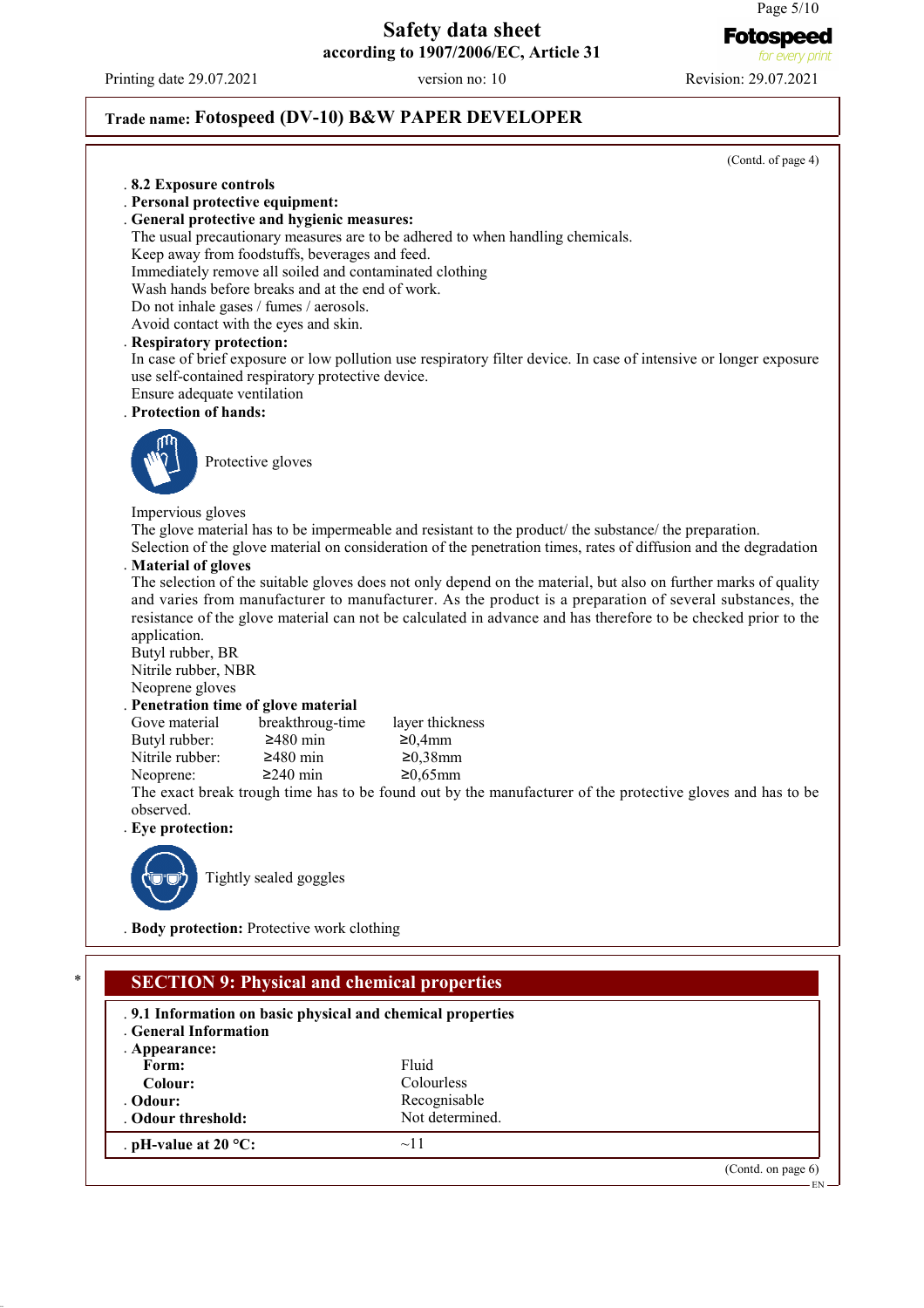**Trade name: Fotospeed (DV-10) B&W PAPER DEVELOPER**

(Contd. of page 4)

- **8.2 Exposure controls**
- **Personal protective equipment:**
- **General protective and hygienic measures:**
  The usual precautionary measures are to be adhered to when handling chemicals.
  Keep away from foodstuffs, beverages and feed.
  Immediately remove all soiled and contaminated clothing
  Wash hands before breaks and at the end of work.
  Do not inhale gases / fumes / aerosols.
  Avoid contact with the eyes and skin.
- **Respiratory protection:**
  In case of brief exposure or low pollution use respiratory filter device. In case of intensive or longer exposure use self-contained respiratory protective device.
  Ensure adequate ventilation
- **Protection of hands:**

  Protective gloves

  Impervious gloves
  The glove material has to be impermeable and resistant to the product/ the substance/ the preparation.
  Selection of the glove material on consideration of the penetration times, rates of diffusion and the degradation
- **Material of gloves**
  The selection of the suitable gloves does not only depend on the material, but also on further marks of quality and varies from manufacturer to manufacturer. As the product is a preparation of several substances, the resistance of the glove material can not be calculated in advance and has therefore to be checked prior to the application.
  Butyl rubber, BR
  Nitrile rubber, NBR
  Neoprene gloves
- **Penetration time of glove material**

| Gove material | breakthroug-time | layer thickness |
|---|---|---|
| Butyl rubber: | ≥480 min | ≥0,4mm |
| Nitrile rubber: | ≥480 min | ≥0,38mm |
| Neoprene: | ≥240 min | ≥0,65mm |

  The exact break trough time has to be found out by the manufacturer of the protective gloves and has to be observed.
- **Eye protection:**

  Tightly sealed goggles

- **Body protection:** Protective work clothing

## SECTION 9: Physical and chemical properties

- **9.1 Information on basic physical and chemical properties**
- **General Information**
- **Appearance:**

| | |
|---|---|
| **Form:** | Fluid |
| **Colour:** | Colourless |
| **Odour:** | Recognisable |
| **Odour threshold:** | Not determined. |
| **pH-value at 20 °C:** | ~11 |

(Contd. on page 6)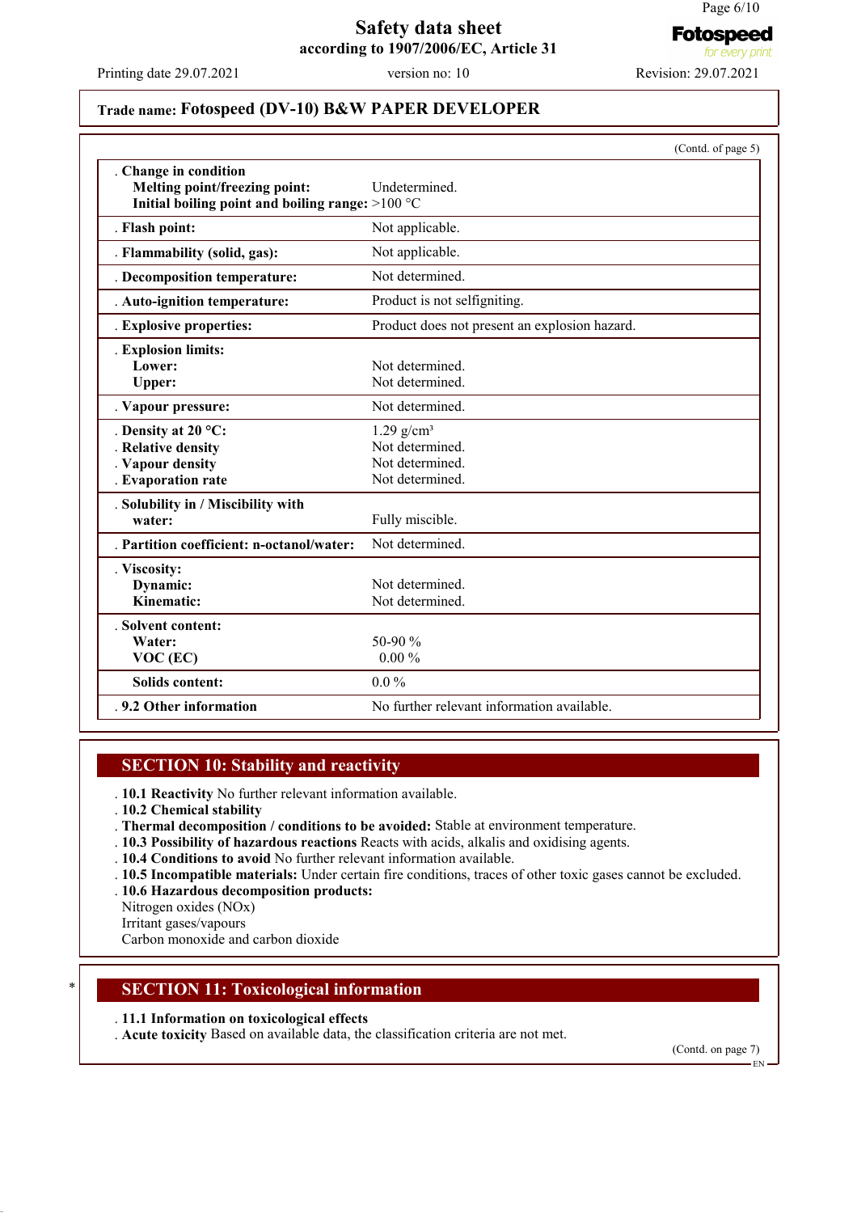**Trade name: Fotospeed (DV-10) B&W PAPER DEVELOPER**

(Contd. of page 5)

| | |
|---|---|
| . **Change in condition** | |
| **Melting point/freezing point:** | Undetermined. |
| **Initial boiling point and boiling range:** | >100 °C |
| . **Flash point:** | Not applicable. |
| . **Flammability (solid, gas):** | Not applicable. |
| . **Decomposition temperature:** | Not determined. |
| . **Auto-ignition temperature:** | Product is not selfigniting. |
| . **Explosive properties:** | Product does not present an explosion hazard. |
| . **Explosion limits:** | |
| **Lower:** | Not determined. |
| **Upper:** | Not determined. |
| . **Vapour pressure:** | Not determined. |
| . **Density at 20 °C:** | 1.29 g/cm³ |
| . **Relative density** | Not determined. |
| . **Vapour density** | Not determined. |
| . **Evaporation rate** | Not determined. |
| . **Solubility in / Miscibility with water:** | Fully miscible. |
| . **Partition coefficient: n-octanol/water:** | Not determined. |
| . **Viscosity:** | |
| **Dynamic:** | Not determined. |
| **Kinematic:** | Not determined. |
| . **Solvent content:** | |
| **Water:** | 50-90 % |
| **VOC (EC)** | 0.00 % |
| **Solids content:** | 0.0 % |
| . **9.2 Other information** | No further relevant information available. |

## SECTION 10: Stability and reactivity

. **10.1 Reactivity** No further relevant information available.
. **10.2 Chemical stability**
. **Thermal decomposition / conditions to be avoided:** Stable at environment temperature.
. **10.3 Possibility of hazardous reactions** Reacts with acids, alkalis and oxidising agents.
. **10.4 Conditions to avoid** No further relevant information available.
. **10.5 Incompatible materials:** Under certain fire conditions, traces of other toxic gases cannot be excluded.
. **10.6 Hazardous decomposition products:**
Nitrogen oxides (NOx)
Irritant gases/vapours
Carbon monoxide and carbon dioxide

## * SECTION 11: Toxicological information

. **11.1 Information on toxicological effects**
. **Acute toxicity** Based on available data, the classification criteria are not met.

(Contd. on page 7)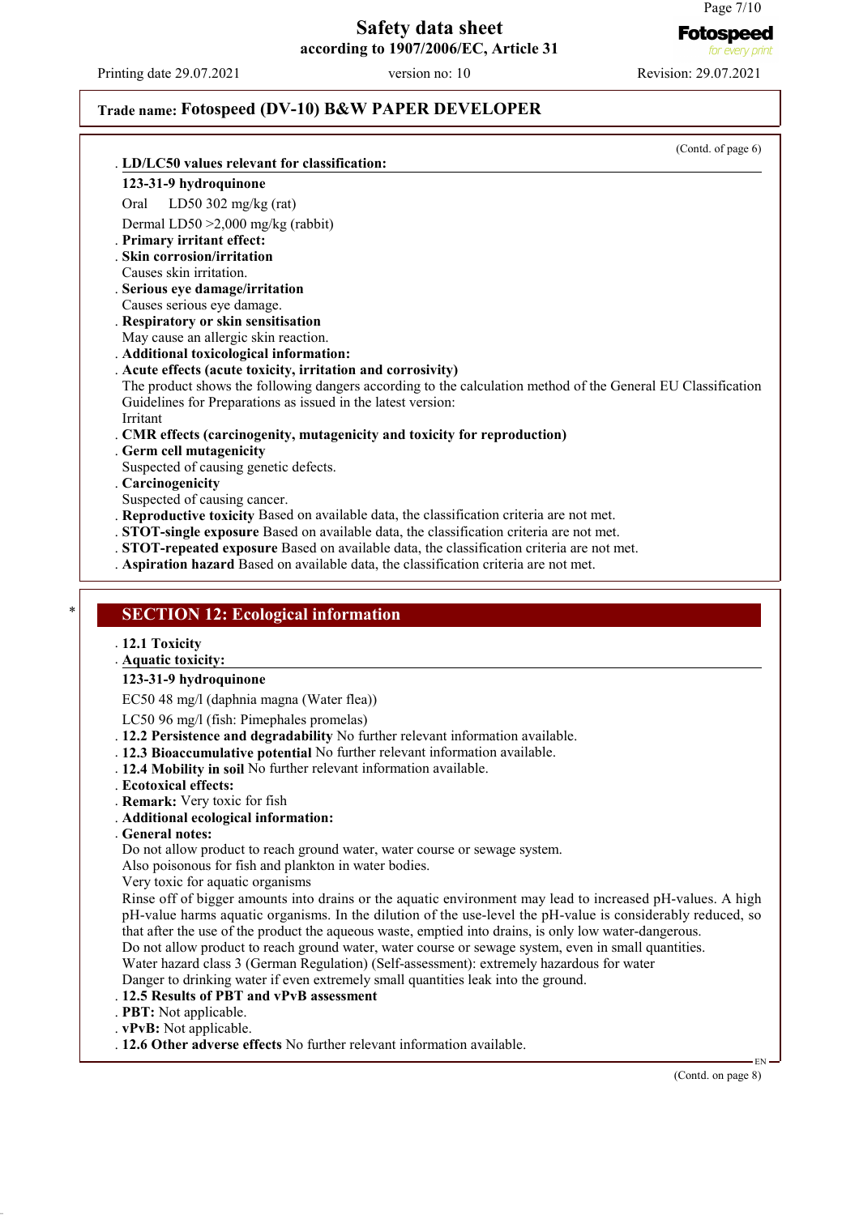**Trade name: Fotospeed (DV-10) B&W PAPER DEVELOPER**

(Contd. of page 6)

· **LD/LC50 values relevant for classification:**

**123-31-9 hydroquinone**

Oral LD50 302 mg/kg (rat)

Dermal LD50 >2,000 mg/kg (rabbit)

· **Primary irritant effect:**
· **Skin corrosion/irritation**
Causes skin irritation.
· **Serious eye damage/irritation**
Causes serious eye damage.
· **Respiratory or skin sensitisation**
May cause an allergic skin reaction.
· **Additional toxicological information:**
· **Acute effects (acute toxicity, irritation and corrosivity)**
The product shows the following dangers according to the calculation method of the General EU Classification Guidelines for Preparations as issued in the latest version:
Irritant
· **CMR effects (carcinogenity, mutagenicity and toxicity for reproduction)**
· **Germ cell mutagenicity**
Suspected of causing genetic defects.
· **Carcinogenicity**
Suspected of causing cancer.
· **Reproductive toxicity** Based on available data, the classification criteria are not met.
· **STOT-single exposure** Based on available data, the classification criteria are not met.
· **STOT-repeated exposure** Based on available data, the classification criteria are not met.
· **Aspiration hazard** Based on available data, the classification criteria are not met.

## * SECTION 12: Ecological information

· **12.1 Toxicity**
· **Aquatic toxicity:**

**123-31-9 hydroquinone**

EC50 48 mg/l (daphnia magna (Water flea))

LC50 96 mg/l (fish: Pimephales promelas)

· **12.2 Persistence and degradability** No further relevant information available.
· **12.3 Bioaccumulative potential** No further relevant information available.
· **12.4 Mobility in soil** No further relevant information available.
· **Ecotoxical effects:**
· **Remark:** Very toxic for fish
· **Additional ecological information:**
· **General notes:**
Do not allow product to reach ground water, water course or sewage system.
Also poisonous for fish and plankton in water bodies.
Very toxic for aquatic organisms
Rinse off of bigger amounts into drains or the aquatic environment may lead to increased pH-values. A high pH-value harms aquatic organisms. In the dilution of the use-level the pH-value is considerably reduced, so that after the use of the product the aqueous waste, emptied into drains, is only low water-dangerous.
Do not allow product to reach ground water, water course or sewage system, even in small quantities.
Water hazard class 3 (German Regulation) (Self-assessment): extremely hazardous for water
Danger to drinking water if even extremely small quantities leak into the ground.
· **12.5 Results of PBT and vPvB assessment**
· **PBT:** Not applicable.
· **vPvB:** Not applicable.
· **12.6 Other adverse effects** No further relevant information available.

(Contd. on page 8)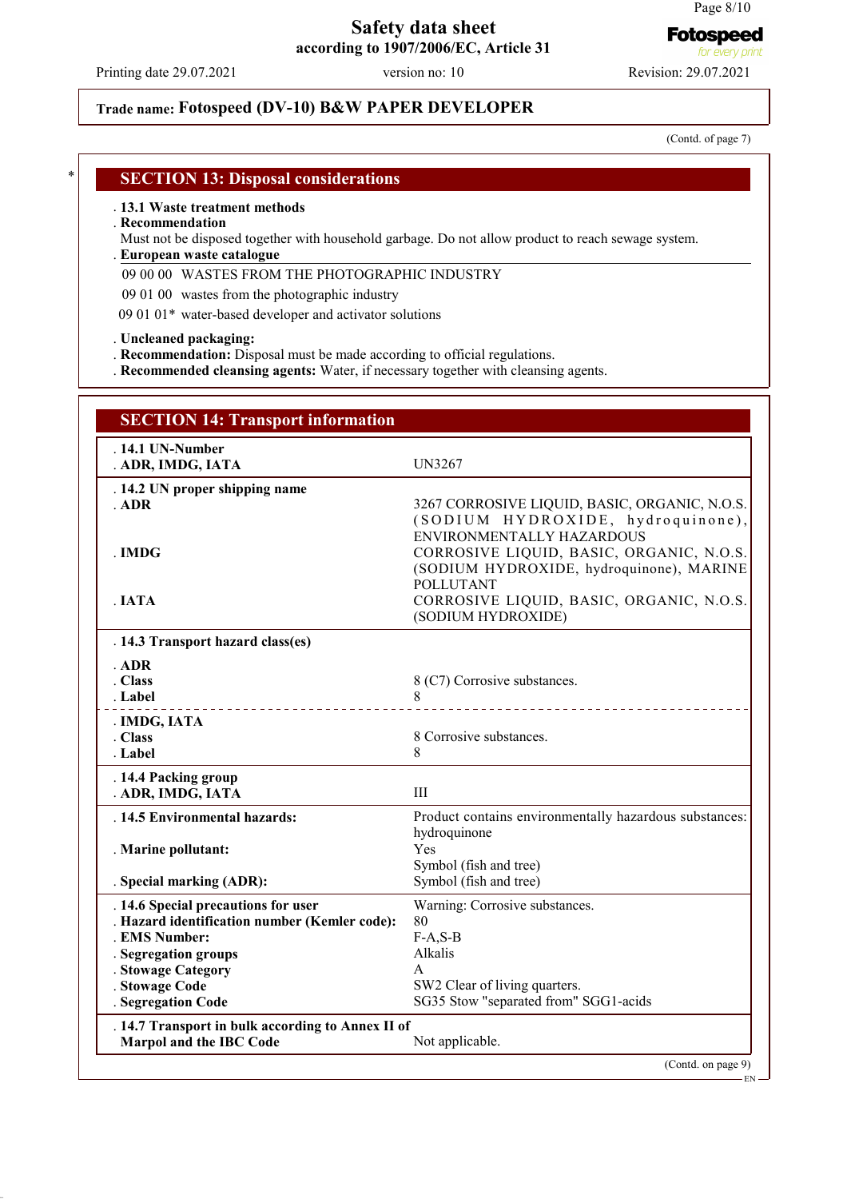Trade name: **Fotospeed (DV-10) B&W PAPER DEVELOPER**

(Contd. of page 7)

## SECTION 13: Disposal considerations

· **13.1 Waste treatment methods**
· **Recommendation**
Must not be disposed together with household garbage. Do not allow product to reach sewage system.
· **European waste catalogue**

| | |
|---|---|
| 09 00 00 | WASTES FROM THE PHOTOGRAPHIC INDUSTRY |
| 09 01 00 | wastes from the photographic industry |
| 09 01 01* | water-based developer and activator solutions |

· **Uncleaned packaging:**
· **Recommendation:** Disposal must be made according to official regulations.
· **Recommended cleansing agents:** Water, if necessary together with cleansing agents.

## SECTION 14: Transport information

| | |
|---|---|
| · **14.1 UN-Number** | |
| · **ADR, IMDG, IATA** | UN3267 |
| · **14.2 UN proper shipping name** | |
| · **ADR** | 3267 CORROSIVE LIQUID, BASIC, ORGANIC, N.O.S. (SODIUM HYDROXIDE, hydroquinone), ENVIRONMENTALLY HAZARDOUS |
| · **IMDG** | CORROSIVE LIQUID, BASIC, ORGANIC, N.O.S. (SODIUM HYDROXIDE, hydroquinone), MARINE POLLUTANT |
| · **IATA** | CORROSIVE LIQUID, BASIC, ORGANIC, N.O.S. (SODIUM HYDROXIDE) |
| · **14.3 Transport hazard class(es)** | |
| · **ADR** | |
| · **Class** | 8 (C7) Corrosive substances. |
| · **Label** | 8 |
| · **IMDG, IATA** | |
| · **Class** | 8 Corrosive substances. |
| · **Label** | 8 |
| · **14.4 Packing group** | |
| · **ADR, IMDG, IATA** | III |
| · **14.5 Environmental hazards:** | Product contains environmentally hazardous substances: hydroquinone |
| · **Marine pollutant:** | Yes<br>Symbol (fish and tree) |
| · **Special marking (ADR):** | Symbol (fish and tree) |
| · **14.6 Special precautions for user** | Warning: Corrosive substances. |
| · **Hazard identification number (Kemler code):** | 80 |
| · **EMS Number:** | F-A,S-B |
| · **Segregation groups** | Alkalis |
| · **Stowage Category** | A |
| · **Stowage Code** | SW2 Clear of living quarters. |
| · **Segregation Code** | SG35 Stow "separated from" SGG1-acids |
| · **14.7 Transport in bulk according to Annex II of Marpol and the IBC Code** | Not applicable. |

(Contd. on page 9)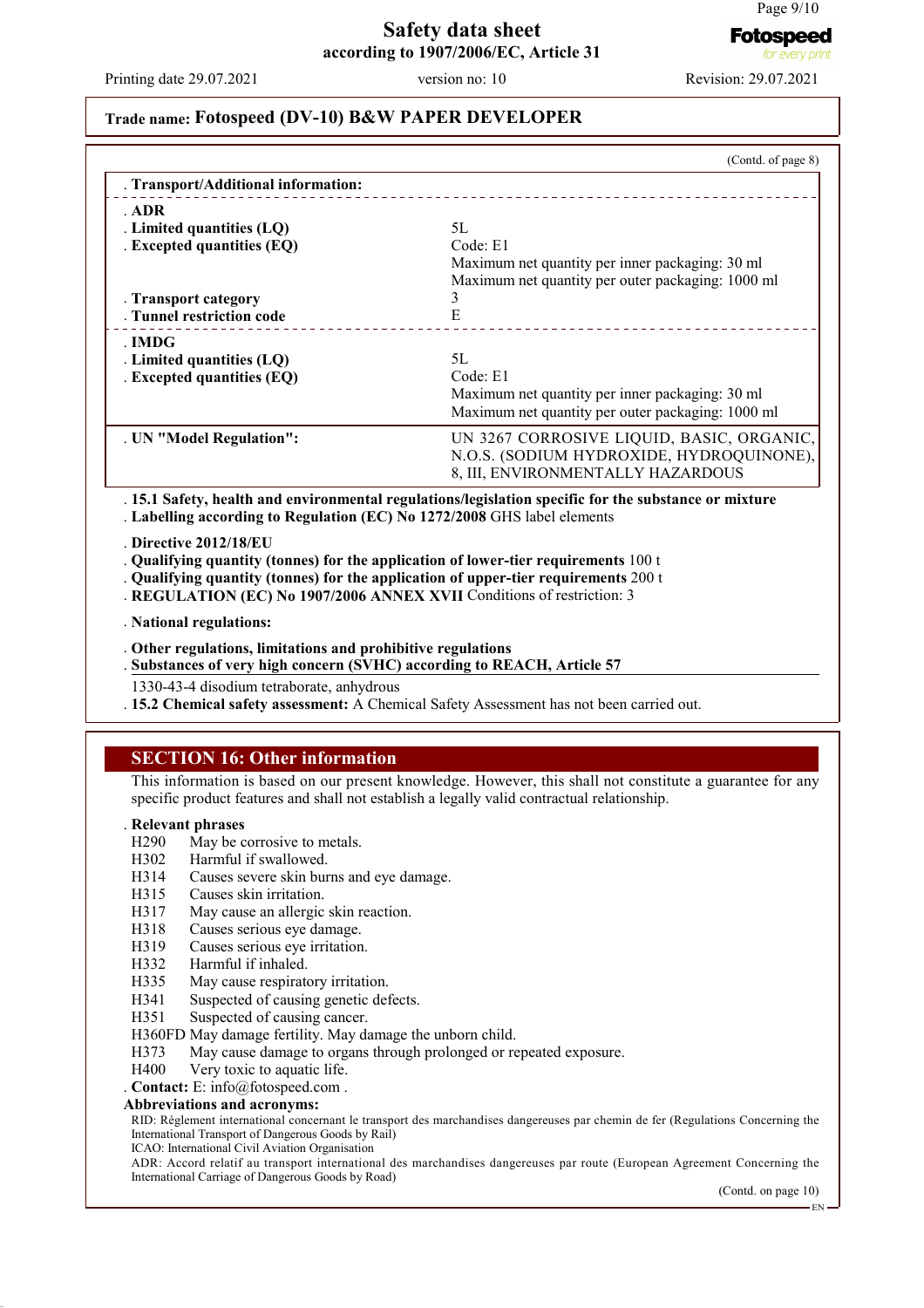(Contd. of page 8)

**Transport/Additional information:**

| | |
|---|---|
| **ADR** | |
| **Limited quantities (LQ)** | 5L |
| **Excepted quantities (EQ)** | Code: E1<br>Maximum net quantity per inner packaging: 30 ml<br>Maximum net quantity per outer packaging: 1000 ml |
| **Transport category** | 3 |
| **Tunnel restriction code** | E |
| **IMDG** | |
| **Limited quantities (LQ)** | 5L |
| **Excepted quantities (EQ)** | Code: E1<br>Maximum net quantity per inner packaging: 30 ml<br>Maximum net quantity per outer packaging: 1000 ml |
| **UN "Model Regulation":** | UN 3267 CORROSIVE LIQUID, BASIC, ORGANIC, N.O.S. (SODIUM HYDROXIDE, HYDROQUINONE), 8, III, ENVIRONMENTALLY HAZARDOUS |

**15.1 Safety, health and environmental regulations/legislation specific for the substance or mixture**

**Labelling according to Regulation (EC) No 1272/2008** GHS label elements

**Directive 2012/18/EU**

**Qualifying quantity (tonnes) for the application of lower-tier requirements** 100 t

**Qualifying quantity (tonnes) for the application of upper-tier requirements** 200 t

**REGULATION (EC) No 1907/2006 ANNEX XVII** Conditions of restriction: 3

**National regulations:**

**Other regulations, limitations and prohibitive regulations**

**Substances of very high concern (SVHC) according to REACH, Article 57**

1330-43-4 disodium tetraborate, anhydrous

**15.2 Chemical safety assessment:** A Chemical Safety Assessment has not been carried out.

## SECTION 16: Other information

This information is based on our present knowledge. However, this shall not constitute a guarantee for any specific product features and shall not establish a legally valid contractual relationship.

**Relevant phrases**

H290 May be corrosive to metals.
H302 Harmful if swallowed.
H314 Causes severe skin burns and eye damage.
H315 Causes skin irritation.
H317 May cause an allergic skin reaction.
H318 Causes serious eye damage.
H319 Causes serious eye irritation.
H332 Harmful if inhaled.
H335 May cause respiratory irritation.
H341 Suspected of causing genetic defects.
H351 Suspected of causing cancer.
H360FD May damage fertility. May damage the unborn child.
H373 May cause damage to organs through prolonged or repeated exposure.
H400 Very toxic to aquatic life.

**Contact:** E: info@fotospeed.com .

**Abbreviations and acronyms:**

RID: Règlement international concernant le transport des marchandises dangereuses par chemin de fer (Regulations Concerning the International Transport of Dangerous Goods by Rail)
ICAO: International Civil Aviation Organisation
ADR: Accord relatif au transport international des marchandises dangereuses par route (European Agreement Concerning the International Carriage of Dangerous Goods by Road)

(Contd. on page 10)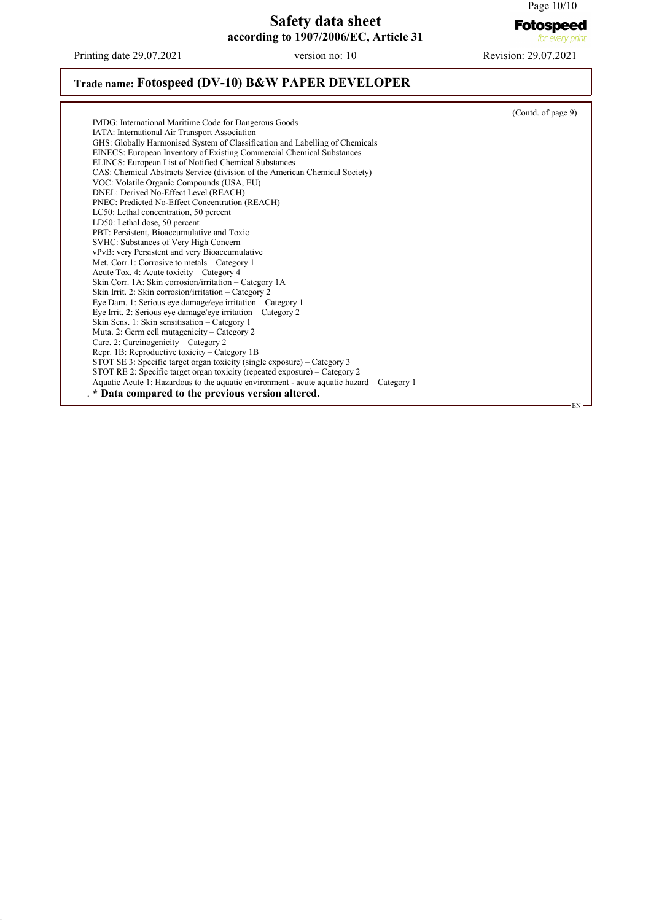## Trade name: Fotospeed (DV-10) B&W PAPER DEVELOPER

(Contd. of page 9)

IMDG: International Maritime Code for Dangerous Goods
IATA: International Air Transport Association
GHS: Globally Harmonised System of Classification and Labelling of Chemicals
EINECS: European Inventory of Existing Commercial Chemical Substances
ELINCS: European List of Notified Chemical Substances
CAS: Chemical Abstracts Service (division of the American Chemical Society)
VOC: Volatile Organic Compounds (USA, EU)
DNEL: Derived No-Effect Level (REACH)
PNEC: Predicted No-Effect Concentration (REACH)
LC50: Lethal concentration, 50 percent
LD50: Lethal dose, 50 percent
PBT: Persistent, Bioaccumulative and Toxic
SVHC: Substances of Very High Concern
vPvB: very Persistent and very Bioaccumulative
Met. Corr.1: Corrosive to metals – Category 1
Acute Tox. 4: Acute toxicity – Category 4
Skin Corr. 1A: Skin corrosion/irritation – Category 1A
Skin Irrit. 2: Skin corrosion/irritation – Category 2
Eye Dam. 1: Serious eye damage/eye irritation – Category 1
Eye Irrit. 2: Serious eye damage/eye irritation – Category 2
Skin Sens. 1: Skin sensitisation – Category 1
Muta. 2: Germ cell mutagenicity – Category 2
Carc. 2: Carcinogenicity – Category 2
Repr. 1B: Reproductive toxicity – Category 1B
STOT SE 3: Specific target organ toxicity (single exposure) – Category 3
STOT RE 2: Specific target organ toxicity (repeated exposure) – Category 2
Aquatic Acute 1: Hazardous to the aquatic environment - acute aquatic hazard – Category 1

**\* Data compared to the previous version altered.**